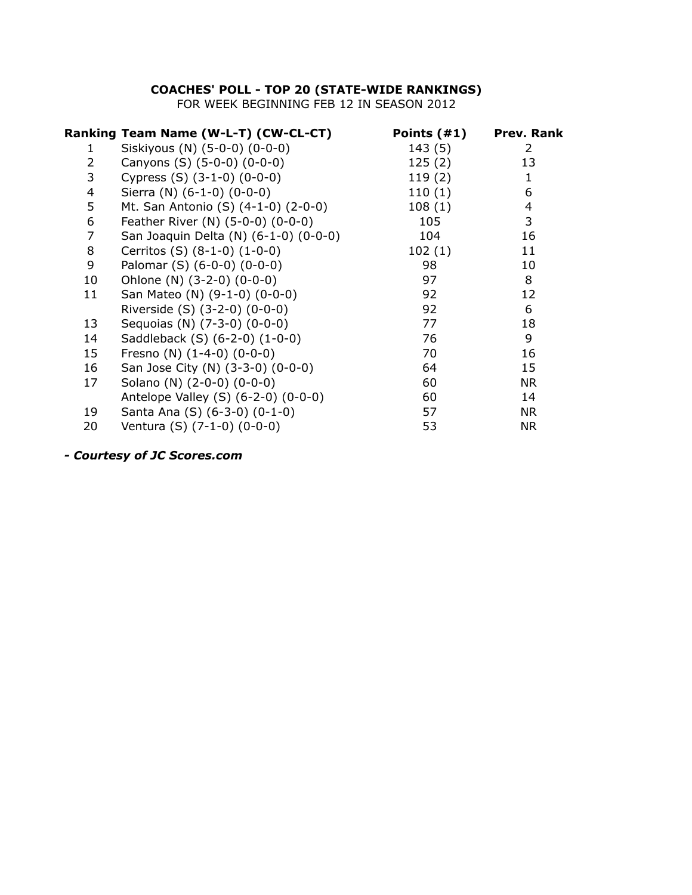**COACHES' POLL - TOP 20 (STATE-WIDE RANKINGS)**

FOR WEEK BEGINNING FEB 12 IN SEASON 2012

| Ranking | Team Name (W-L-T) (CW-CL-CT) | Points (#1) | Prev. Rank |
|---|---|---|---|
| 1 | Siskiyous (N) (5-0-0) (0-0-0) | 143 (5) | 2 |
| 2 | Canyons (S) (5-0-0) (0-0-0) | 125 (2) | 13 |
| 3 | Cypress (S) (3-1-0) (0-0-0) | 119 (2) | 1 |
| 4 | Sierra (N) (6-1-0) (0-0-0) | 110 (1) | 6 |
| 5 | Mt. San Antonio (S) (4-1-0) (2-0-0) | 108 (1) | 4 |
| 6 | Feather River (N) (5-0-0) (0-0-0) | 105 | 3 |
| 7 | San Joaquin Delta (N) (6-1-0) (0-0-0) | 104 | 16 |
| 8 | Cerritos (S) (8-1-0) (1-0-0) | 102 (1) | 11 |
| 9 | Palomar (S) (6-0-0) (0-0-0) | 98 | 10 |
| 10 | Ohlone (N) (3-2-0) (0-0-0) | 97 | 8 |
| 11 | San Mateo (N) (9-1-0) (0-0-0) | 92 | 12 |
| | Riverside (S) (3-2-0) (0-0-0) | 92 | 6 |
| 13 | Sequoias (N) (7-3-0) (0-0-0) | 77 | 18 |
| 14 | Saddleback (S) (6-2-0) (1-0-0) | 76 | 9 |
| 15 | Fresno (N) (1-4-0) (0-0-0) | 70 | 16 |
| 16 | San Jose City (N) (3-3-0) (0-0-0) | 64 | 15 |
| 17 | Solano (N) (2-0-0) (0-0-0) | 60 | NR |
| | Antelope Valley (S) (6-2-0) (0-0-0) | 60 | 14 |
| 19 | Santa Ana (S) (6-3-0) (0-1-0) | 57 | NR |
| 20 | Ventura (S) (7-1-0) (0-0-0) | 53 | NR |

***- Courtesy of JC Scores.com***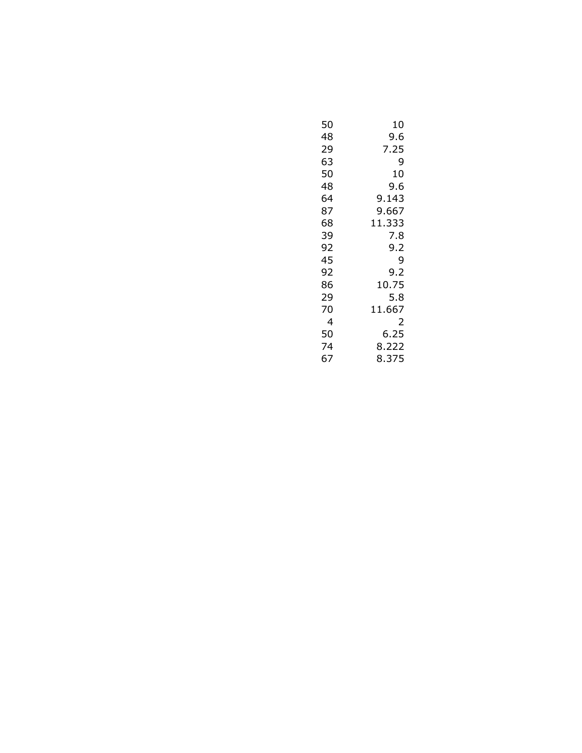| | |
|---|---|
| 50 | 10 |
| 48 | 9.6 |
| 29 | 7.25 |
| 63 | 9 |
| 50 | 10 |
| 48 | 9.6 |
| 64 | 9.143 |
| 87 | 9.667 |
| 68 | 11.333 |
| 39 | 7.8 |
| 92 | 9.2 |
| 45 | 9 |
| 92 | 9.2 |
| 86 | 10.75 |
| 29 | 5.8 |
| 70 | 11.667 |
| 4 | 2 |
| 50 | 6.25 |
| 74 | 8.222 |
| 67 | 8.375 |